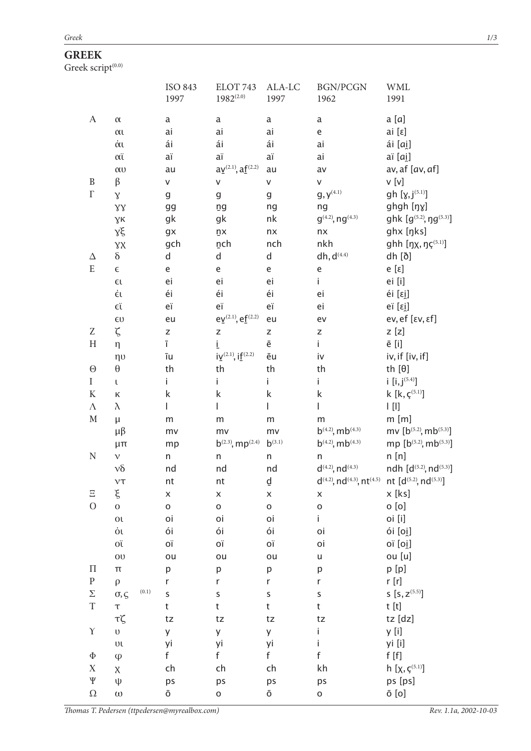# GREEK

Greek script[(0.0)]

| | | ISO 843 1997 | ELOT 743 1982[(2.0)] | ALA-LC 1997 | BGN/PCGN 1962 | WML 1991 |
|---|---|---|---|---|---|---|
| Α | α | a | a | a | a | a [ɑ] |
| | αι | ai | ai | ai | e | ai [ɛ] |
| | άι | ái | ái | ái | ai | ái [ɑi̯] |
| | αϊ | aï | aï | aï | ai | aï [ɑi̯] |
| | αυ | au | av̲[(2.1)], af̲[(2.2)] | au | av | av, af [ɑv, ɑf] |
| Β | β | v | v | v | v | v [v] |
| Γ | γ | g | g | g | g, y[(4.1)] | gh [ɣ, j[(5.1)]] |
| | γγ | gg | n̲g | ng | ng | ghgh [ŋɣ] |
| | γκ | gk | gk | nk | g[(4.2)], ng[(4.3)] | ghk [g[(5.2)], ŋg[(5.3)]] |
| | γξ | gx | n̲x | nx | nx | ghx [ŋks] |
| | γχ | gch | n̲ch | nch | nkh | ghh [ŋχ, ŋç[(5.1)]] |
| Δ | δ | d | d | d | dh, d[(4.4)] | dh [ð] |
| Ε | ϵ | e | e | e | e | e [ɛ] |
| | ϵι | ei | ei | ei | i | ei [i] |
| | έι | éi | éi | éi | ei | éi [ɛi̯] |
| | ϵϊ | eï | eï | eï | ei | eï [ɛi̯] |
| | ϵυ | eu | ev̲[(2.1)], ef̲[(2.2)] | eu | ev | ev, ef [ɛv, ɛf] |
| Ζ | ζ | z | z | z | z | z [z] |
| Η | η | ī | i̲ | ē | i | ē [i] |
| | ηυ | īu | iv̲[(2.1)], if̲[(2.2)] | ēu | iv | iv, if [iv, if] |
| Θ | θ | th | th | th | th | th [θ] |
| Ι | ι | i | i | i | i | i [i, j[(5.4)]] |
| Κ | κ | k | k | k | k | k [k, ç[(5.1)]] |
| Λ | λ | l | l | l | l | l [l] |
| Μ | μ | m | m | m | m | m [m] |
| | μβ | mv | mv | mv | b[(4.2)], mb[(4.3)] | mv [b[(5.2)], mb[(5.3)]] |
| | μπ | mp | b[(2.3)], mp[(2.4)] | b[(3.1)] | b[(4.2)], mb[(4.3)] | mp [b[(5.2)], mb[(5.3)]] |
| Ν | ν | n | n | n | n | n [n] |
| | νδ | nd | nd | nd | d[(4.2)], nd[(4.3)] | ndh [d[(5.2)], nd[(5.3)]] |
| | ντ | nt | nt | d̲ | d[(4.2)], nd[(4.3)], nt[(4.5)] | nt [d[(5.2)], nd[(5.3)]] |
| Ξ | ξ | x | x | x | x | x [ks] |
| Ο | ο | o | o | o | o | o [o] |
| | οι | oi | oi | oi | i | oi [i] |
| | όι | ói | ói | ói | oi | ói [oi̯] |
| | οϊ | oï | oï | oï | oi | oï [oi̯] |
| | ου | ou | ou | ou | u | ou [u] |
| Π | π | p | p | p | p | p [p] |
| Ρ | ρ | r | r | r | r | r [r] |
| Σ | σ, ς [(0.1)] | s | s | s | s | s [s, z[(5.5)]] |
| Τ | τ | t | t | t | t | t [t] |
| | τζ | tz | tz | tz | tz | tz [dz] |
| Υ | υ | y | y | y | i | y [i] |
| | υι | yi | yi | yi | i | yi [i] |
| Φ | φ | f | f | f | f | f [f] |
| Χ | χ | ch | ch | ch | kh | h [χ, ç[(5.1)]] |
| Ψ | ψ | ps | ps | ps | ps | ps [ps] |
| Ω | ω | ō | o | ō | o | ō [o] |

*Thomas T. Pedersen (ttpedersen@myrealbox.com)* — *Rev. 1.1a, 2002-10-03*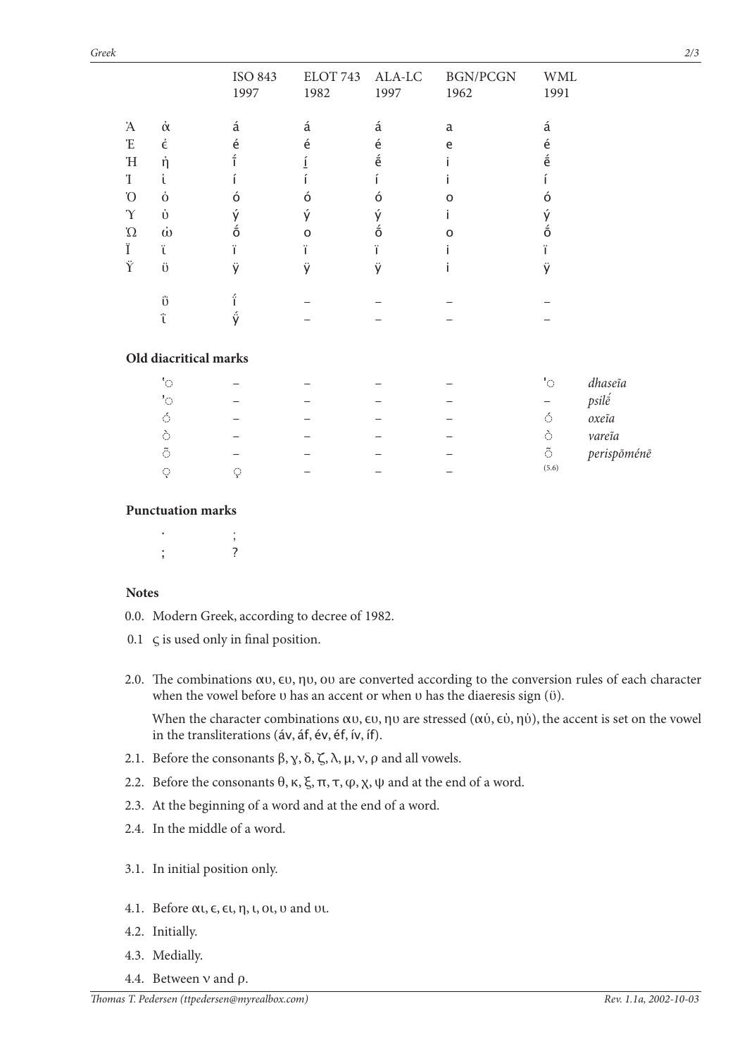| | | ISO 843 1997 | ELOT 743 1982 | ALA-LC 1997 | BGN/PCGN 1962 | WML 1991 | |
|---|---|---|---|---|---|---|---|
| Ά | ά | á | á | á | a | á | |
| Έ | έ | é | é | é | e | é | |
| Ή | ή | í̄ | <u>í</u> | ḗ | i | ḗ | |
| Ί | ί | í | í | í | i | í | |
| Ό | ό | ó | ó | ó | o | ó | |
| Ύ | ύ | ý | ý | ý | i | ý | |
| Ώ | ώ | ṓ | o | ṓ | o | ṓ | |
| Ϊ | ϊ | ï | ï | ï | i | ï | |
| Ϋ | ϋ | ÿ | ÿ | ÿ | i | ÿ | |
| | ΰ | ΐ | – | – | – | – | |
| | ΐ | ÿ́ | – | – | – | – | |

**Old diacritical marks**

| | | | | | | | |
|---|---|---|---|---|---|---|---|
| | ῾◌ | – | – | – | – | ῾◌ | *dhaseĩa* |
| | ᾿◌ | – | – | – | – | – | *psilḗ* |
| | ◌́ | – | – | – | – | ◌́ | *oxeĩa* |
| | ◌̀ | – | – | – | – | ◌̀ | *vareĩa* |
| | ◌̃ | – | – | – | – | ◌̃ | *perispōménē* |
| | ◌ͅ | ◌ͅ | – | – | – | (5.6) | |

**Punctuation marks**

| | | |
|---|---|---|
| | · | ; |
| | ; | ? |

**Notes**

0.0. Modern Greek, according to decree of 1982.

0.1 ς is used only in final position.

2.0. The combinations αυ, ευ, ηυ, ου are converted according to the conversion rules of each character when the vowel before υ has an accent or when υ has the diaeresis sign (ϋ).

When the character combinations αυ, ευ, ηυ are stressed (αύ, εύ, ηύ), the accent is set on the vowel in the transliterations (áv, áf, év, éf, ív, íf).

2.1. Before the consonants β, γ, δ, ζ, λ, μ, ν, ρ and all vowels.

2.2. Before the consonants θ, κ, ξ, π, τ, φ, χ, ψ and at the end of a word.

2.3. At the beginning of a word and at the end of a word.

2.4. In the middle of a word.

3.1. In initial position only.

4.1. Before αι, ε, ει, η, ι, οι, υ and υι.

4.2. Initially.

4.3. Medially.

4.4. Between ν and ρ.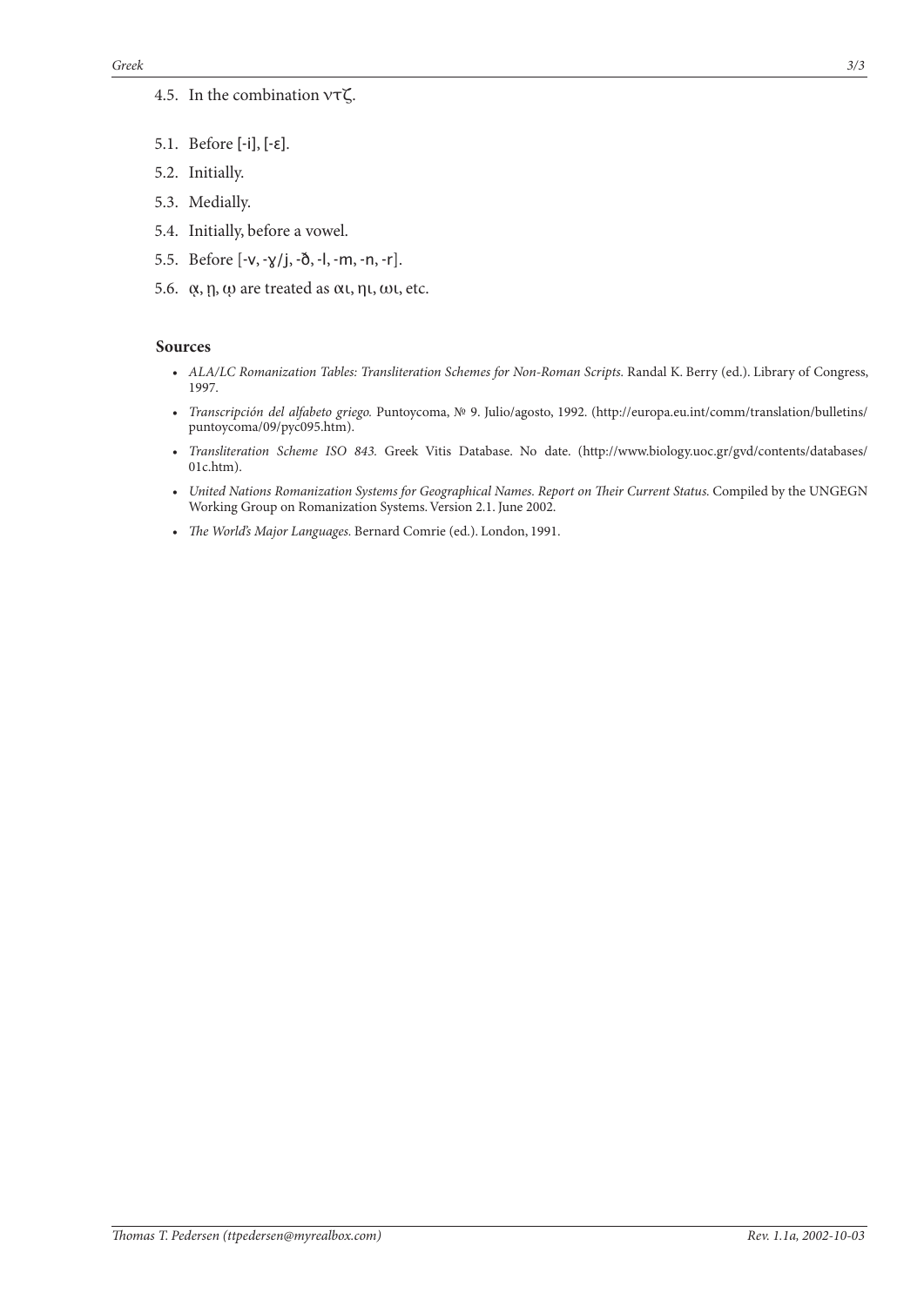4.5. In the combination ντζ.

5.1. Before [-i], [-ɛ].

5.2. Initially.

5.3. Medially.

5.4. Initially, before a vowel.

5.5. Before [-v, -ɣ/j, -ð, -l, -m, -n, -r].

5.6. ᾳ, ῃ, ῳ are treated as αι, ηι, ωι, etc.

**Sources**

- *ALA/LC Romanization Tables: Transliteration Schemes for Non-Roman Scripts.* Randal K. Berry (ed.). Library of Congress, 1997.
- *Transcripción del alfabeto griego.* Puntoycoma, № 9. Julio/agosto, 1992. (http://europa.eu.int/comm/translation/bulletins/puntoycoma/09/pyc095.htm).
- *Transliteration Scheme ISO 843.* Greek Vitis Database. No date. (http://www.biology.uoc.gr/gvd/contents/databases/01c.htm).
- *United Nations Romanization Systems for Geographical Names. Report on Their Current Status.* Compiled by the UNGEGN Working Group on Romanization Systems. Version 2.1. June 2002.
- *The World's Major Languages.* Bernard Comrie (ed.). London, 1991.